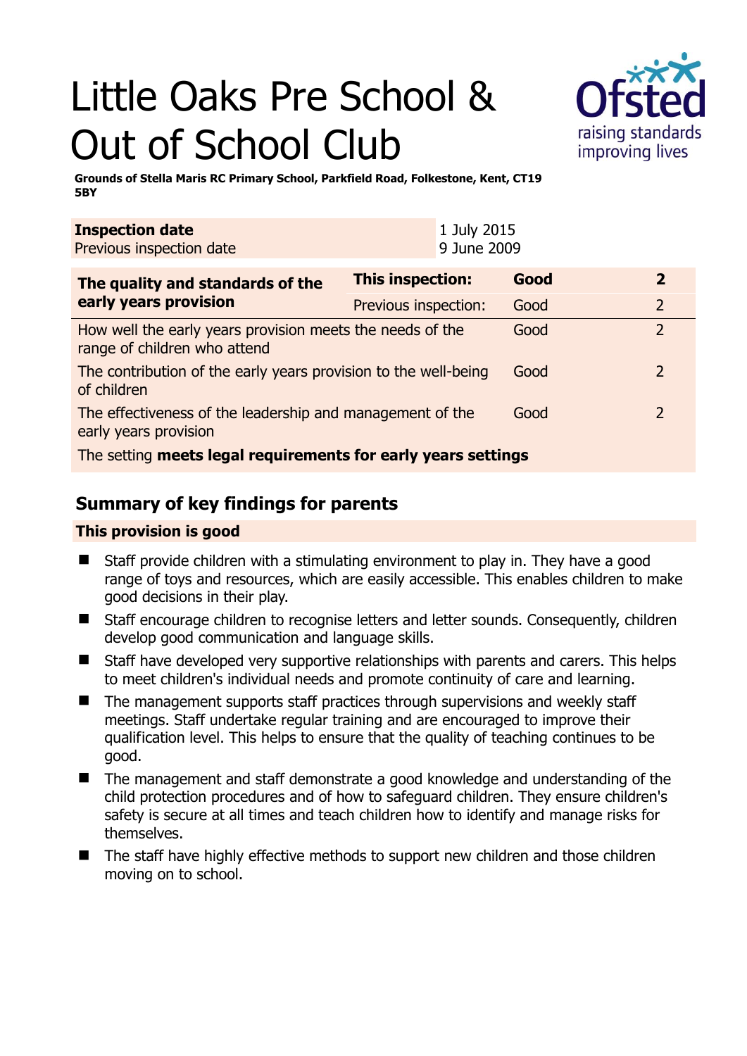# Little Oaks Pre School & Out of School Club

**Grounds of Stella Maris RC Primary School, Parkfield Road, Folkestone, Kent, CT19 5BY**

| | |
|---|---|
| **Inspection date** | 1 July 2015 |
| Previous inspection date | 9 June 2009 |

| The quality and standards of the early years provision | This inspection: | Good | 2 |
|---|---|---|---|
| | Previous inspection: | Good | 2 |
| How well the early years provision meets the needs of the range of children who attend | | Good | 2 |
| The contribution of the early years provision to the well-being of children | | Good | 2 |
| The effectiveness of the leadership and management of the early years provision | | Good | 2 |
| The setting **meets legal requirements for early years settings** | | | |

## Summary of key findings for parents

**This provision is good**

- Staff provide children with a stimulating environment to play in. They have a good range of toys and resources, which are easily accessible. This enables children to make good decisions in their play.
- Staff encourage children to recognise letters and letter sounds. Consequently, children develop good communication and language skills.
- Staff have developed very supportive relationships with parents and carers. This helps to meet children's individual needs and promote continuity of care and learning.
- The management supports staff practices through supervisions and weekly staff meetings. Staff undertake regular training and are encouraged to improve their qualification level. This helps to ensure that the quality of teaching continues to be good.
- The management and staff demonstrate a good knowledge and understanding of the child protection procedures and of how to safeguard children. They ensure children's safety is secure at all times and teach children how to identify and manage risks for themselves.
- The staff have highly effective methods to support new children and those children moving on to school.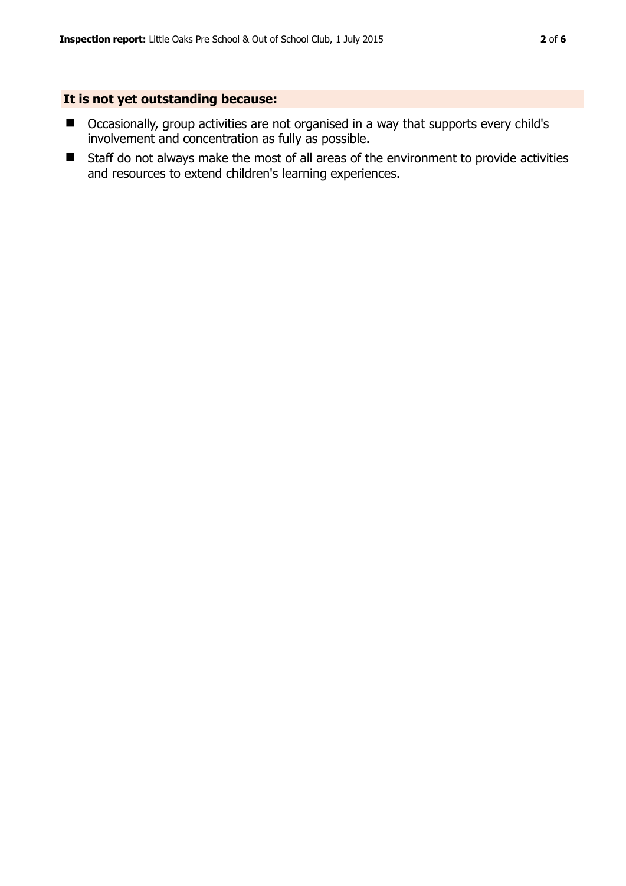## It is not yet outstanding because:

- Occasionally, group activities are not organised in a way that supports every child's involvement and concentration as fully as possible.
- Staff do not always make the most of all areas of the environment to provide activities and resources to extend children's learning experiences.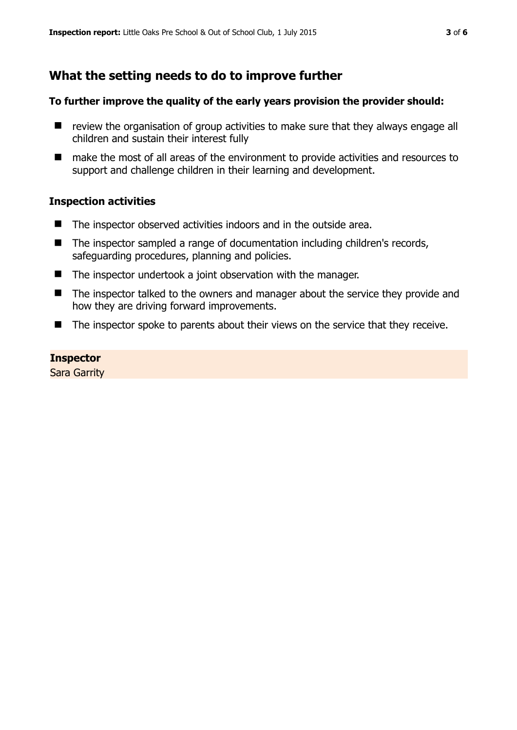## What the setting needs to do to improve further

**To further improve the quality of the early years provision the provider should:**

- review the organisation of group activities to make sure that they always engage all children and sustain their interest fully
- make the most of all areas of the environment to provide activities and resources to support and challenge children in their learning and development.

### Inspection activities

- The inspector observed activities indoors and in the outside area.
- The inspector sampled a range of documentation including children's records, safeguarding procedures, planning and policies.
- The inspector undertook a joint observation with the manager.
- The inspector talked to the owners and manager about the service they provide and how they are driving forward improvements.
- The inspector spoke to parents about their views on the service that they receive.

**Inspector**
Sara Garrity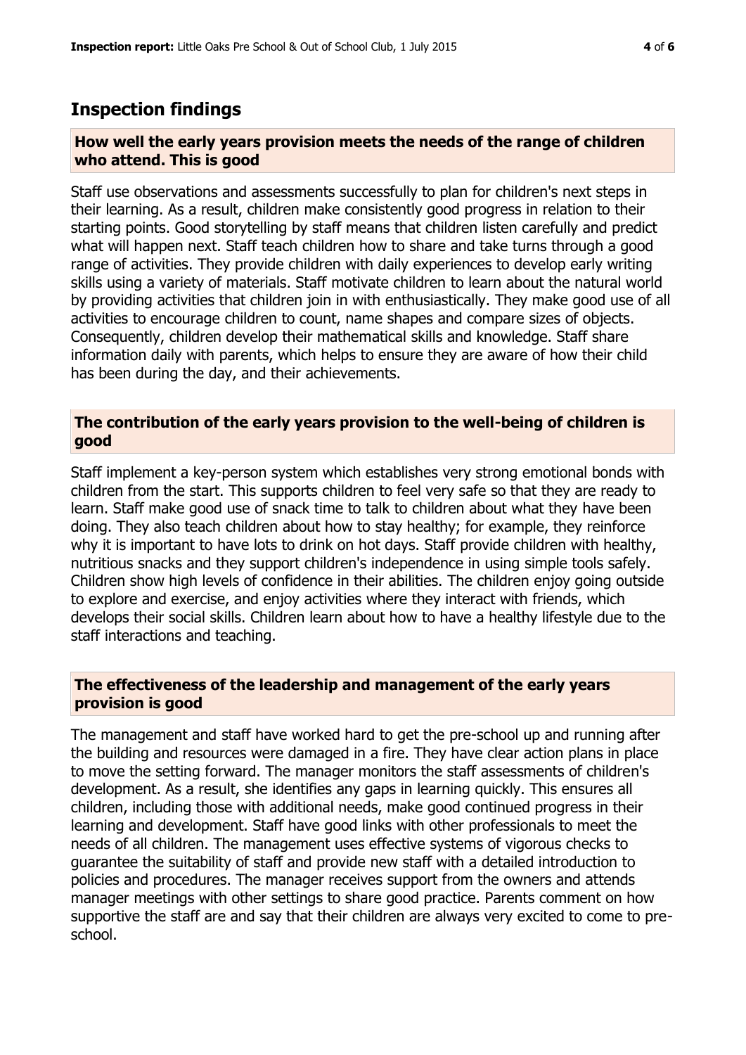## Inspection findings

### How well the early years provision meets the needs of the range of children who attend. This is good

Staff use observations and assessments successfully to plan for children's next steps in their learning. As a result, children make consistently good progress in relation to their starting points. Good storytelling by staff means that children listen carefully and predict what will happen next. Staff teach children how to share and take turns through a good range of activities. They provide children with daily experiences to develop early writing skills using a variety of materials. Staff motivate children to learn about the natural world by providing activities that children join in with enthusiastically. They make good use of all activities to encourage children to count, name shapes and compare sizes of objects. Consequently, children develop their mathematical skills and knowledge. Staff share information daily with parents, which helps to ensure they are aware of how their child has been during the day, and their achievements.

### The contribution of the early years provision to the well-being of children is good

Staff implement a key-person system which establishes very strong emotional bonds with children from the start. This supports children to feel very safe so that they are ready to learn. Staff make good use of snack time to talk to children about what they have been doing. They also teach children about how to stay healthy; for example, they reinforce why it is important to have lots to drink on hot days. Staff provide children with healthy, nutritious snacks and they support children's independence in using simple tools safely. Children show high levels of confidence in their abilities. The children enjoy going outside to explore and exercise, and enjoy activities where they interact with friends, which develops their social skills. Children learn about how to have a healthy lifestyle due to the staff interactions and teaching.

### The effectiveness of the leadership and management of the early years provision is good

The management and staff have worked hard to get the pre-school up and running after the building and resources were damaged in a fire. They have clear action plans in place to move the setting forward. The manager monitors the staff assessments of children's development. As a result, she identifies any gaps in learning quickly. This ensures all children, including those with additional needs, make good continued progress in their learning and development. Staff have good links with other professionals to meet the needs of all children. The management uses effective systems of vigorous checks to guarantee the suitability of staff and provide new staff with a detailed introduction to policies and procedures. The manager receives support from the owners and attends manager meetings with other settings to share good practice. Parents comment on how supportive the staff are and say that their children are always very excited to come to pre-school.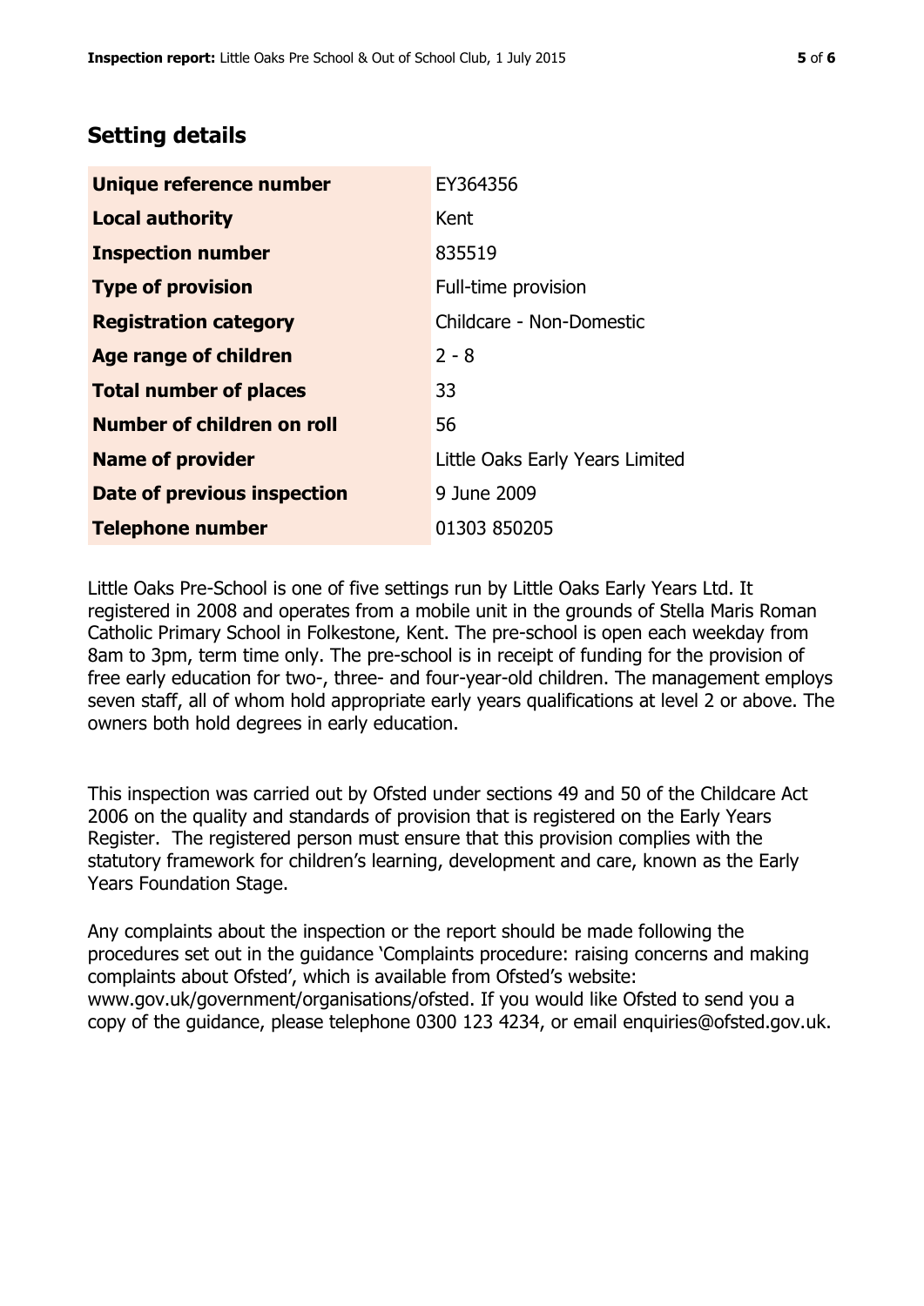## Setting details

| | |
|---|---|
| **Unique reference number** | EY364356 |
| **Local authority** | Kent |
| **Inspection number** | 835519 |
| **Type of provision** | Full-time provision |
| **Registration category** | Childcare - Non-Domestic |
| **Age range of children** | 2 - 8 |
| **Total number of places** | 33 |
| **Number of children on roll** | 56 |
| **Name of provider** | Little Oaks Early Years Limited |
| **Date of previous inspection** | 9 June 2009 |
| **Telephone number** | 01303 850205 |

Little Oaks Pre-School is one of five settings run by Little Oaks Early Years Ltd. It registered in 2008 and operates from a mobile unit in the grounds of Stella Maris Roman Catholic Primary School in Folkestone, Kent. The pre-school is open each weekday from 8am to 3pm, term time only. The pre-school is in receipt of funding for the provision of free early education for two-, three- and four-year-old children. The management employs seven staff, all of whom hold appropriate early years qualifications at level 2 or above. The owners both hold degrees in early education.

This inspection was carried out by Ofsted under sections 49 and 50 of the Childcare Act 2006 on the quality and standards of provision that is registered on the Early Years Register. The registered person must ensure that this provision complies with the statutory framework for children's learning, development and care, known as the Early Years Foundation Stage.

Any complaints about the inspection or the report should be made following the procedures set out in the guidance 'Complaints procedure: raising concerns and making complaints about Ofsted', which is available from Ofsted's website: www.gov.uk/government/organisations/ofsted. If you would like Ofsted to send you a copy of the guidance, please telephone 0300 123 4234, or email enquiries@ofsted.gov.uk.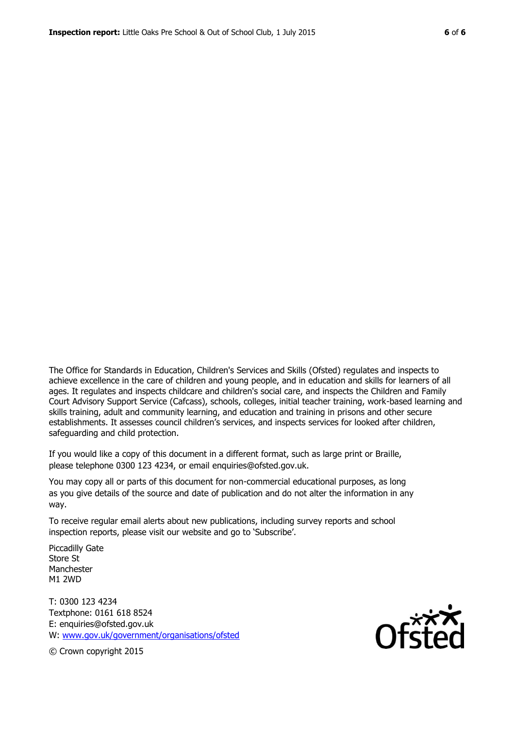The Office for Standards in Education, Children's Services and Skills (Ofsted) regulates and inspects to achieve excellence in the care of children and young people, and in education and skills for learners of all ages. It regulates and inspects childcare and children's social care, and inspects the Children and Family Court Advisory Support Service (Cafcass), schools, colleges, initial teacher training, work-based learning and skills training, adult and community learning, and education and training in prisons and other secure establishments. It assesses council children's services, and inspects services for looked after children, safeguarding and child protection.

If you would like a copy of this document in a different format, such as large print or Braille, please telephone 0300 123 4234, or email enquiries@ofsted.gov.uk.

You may copy all or parts of this document for non-commercial educational purposes, as long as you give details of the source and date of publication and do not alter the information in any way.

To receive regular email alerts about new publications, including survey reports and school inspection reports, please visit our website and go to 'Subscribe'.

Piccadilly Gate
Store St
Manchester
M1 2WD

T: 0300 123 4234
Textphone: 0161 618 8524
E: enquiries@ofsted.gov.uk
W: [www.gov.uk/government/organisations/ofsted](http://www.gov.uk/government/organisations/ofsted)

© Crown copyright 2015